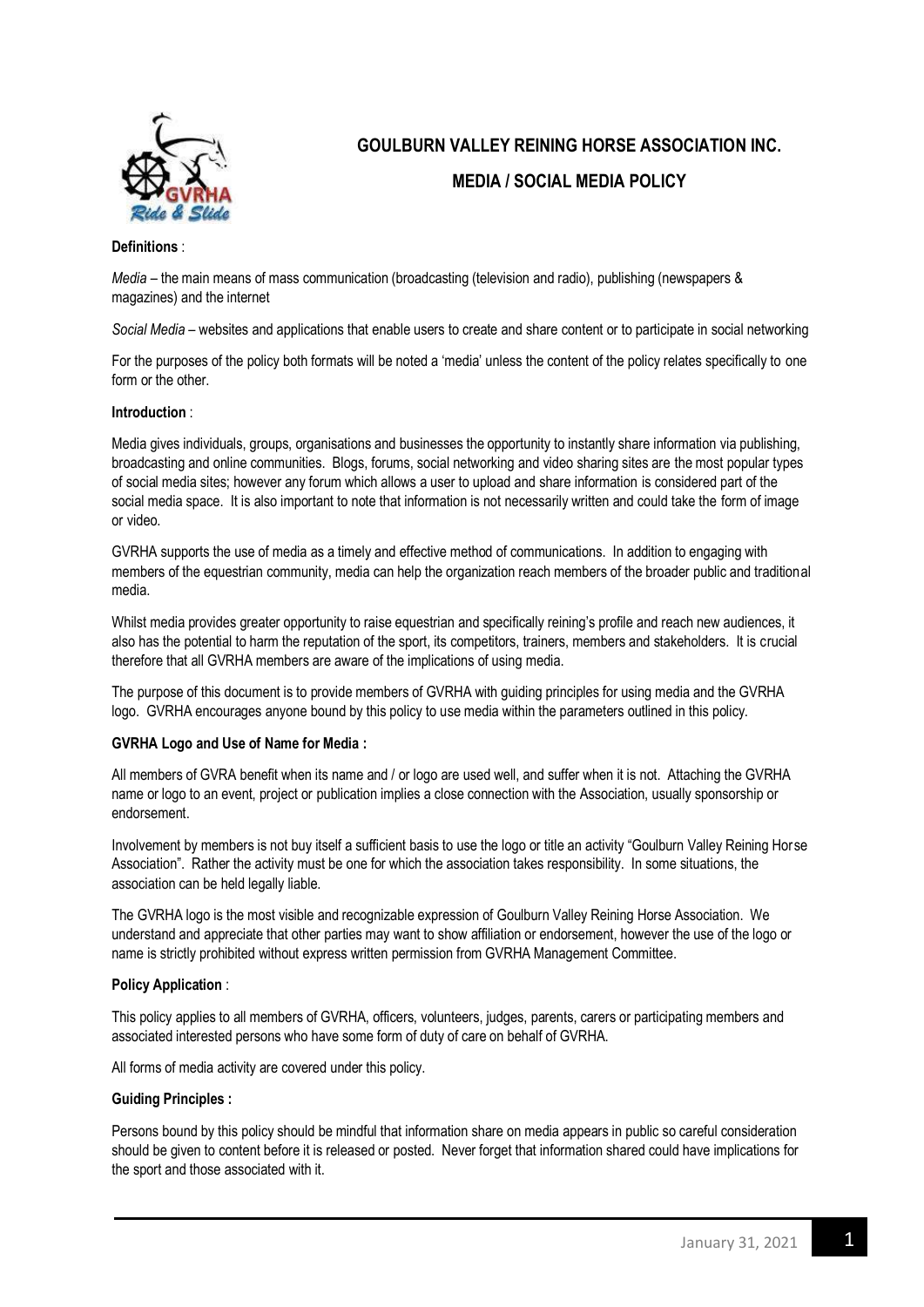# GOULBURN VALLEY REINING HORSE ASSOCIATION INC.

## MEDIA / SOCIAL MEDIA POLICY

**Definitions** :

*Media* – the main means of mass communication (broadcasting (television and radio), publishing (newspapers & magazines) and the internet

*Social Media* – websites and applications that enable users to create and share content or to participate in social networking

For the purposes of the policy both formats will be noted a 'media' unless the content of the policy relates specifically to one form or the other.

**Introduction** :

Media gives individuals, groups, organisations and businesses the opportunity to instantly share information via publishing, broadcasting and online communities. Blogs, forums, social networking and video sharing sites are the most popular types of social media sites; however any forum which allows a user to upload and share information is considered part of the social media space. It is also important to note that information is not necessarily written and could take the form of image or video.

GVRHA supports the use of media as a timely and effective method of communications. In addition to engaging with members of the equestrian community, media can help the organization reach members of the broader public and traditional media.

Whilst media provides greater opportunity to raise equestrian and specifically reining's profile and reach new audiences, it also has the potential to harm the reputation of the sport, its competitors, trainers, members and stakeholders. It is crucial therefore that all GVRHA members are aware of the implications of using media.

The purpose of this document is to provide members of GVRHA with guiding principles for using media and the GVRHA logo. GVRHA encourages anyone bound by this policy to use media within the parameters outlined in this policy.

**GVRHA Logo and Use of Name for Media :**

All members of GVRA benefit when its name and / or logo are used well, and suffer when it is not. Attaching the GVRHA name or logo to an event, project or publication implies a close connection with the Association, usually sponsorship or endorsement.

Involvement by members is not buy itself a sufficient basis to use the logo or title an activity "Goulburn Valley Reining Horse Association". Rather the activity must be one for which the association takes responsibility. In some situations, the association can be held legally liable.

The GVRHA logo is the most visible and recognizable expression of Goulburn Valley Reining Horse Association. We understand and appreciate that other parties may want to show affiliation or endorsement, however the use of the logo or name is strictly prohibited without express written permission from GVRHA Management Committee.

**Policy Application** :

This policy applies to all members of GVRHA, officers, volunteers, judges, parents, carers or participating members and associated interested persons who have some form of duty of care on behalf of GVRHA.

All forms of media activity are covered under this policy.

**Guiding Principles :**

Persons bound by this policy should be mindful that information share on media appears in public so careful consideration should be given to content before it is released or posted. Never forget that information shared could have implications for the sport and those associated with it.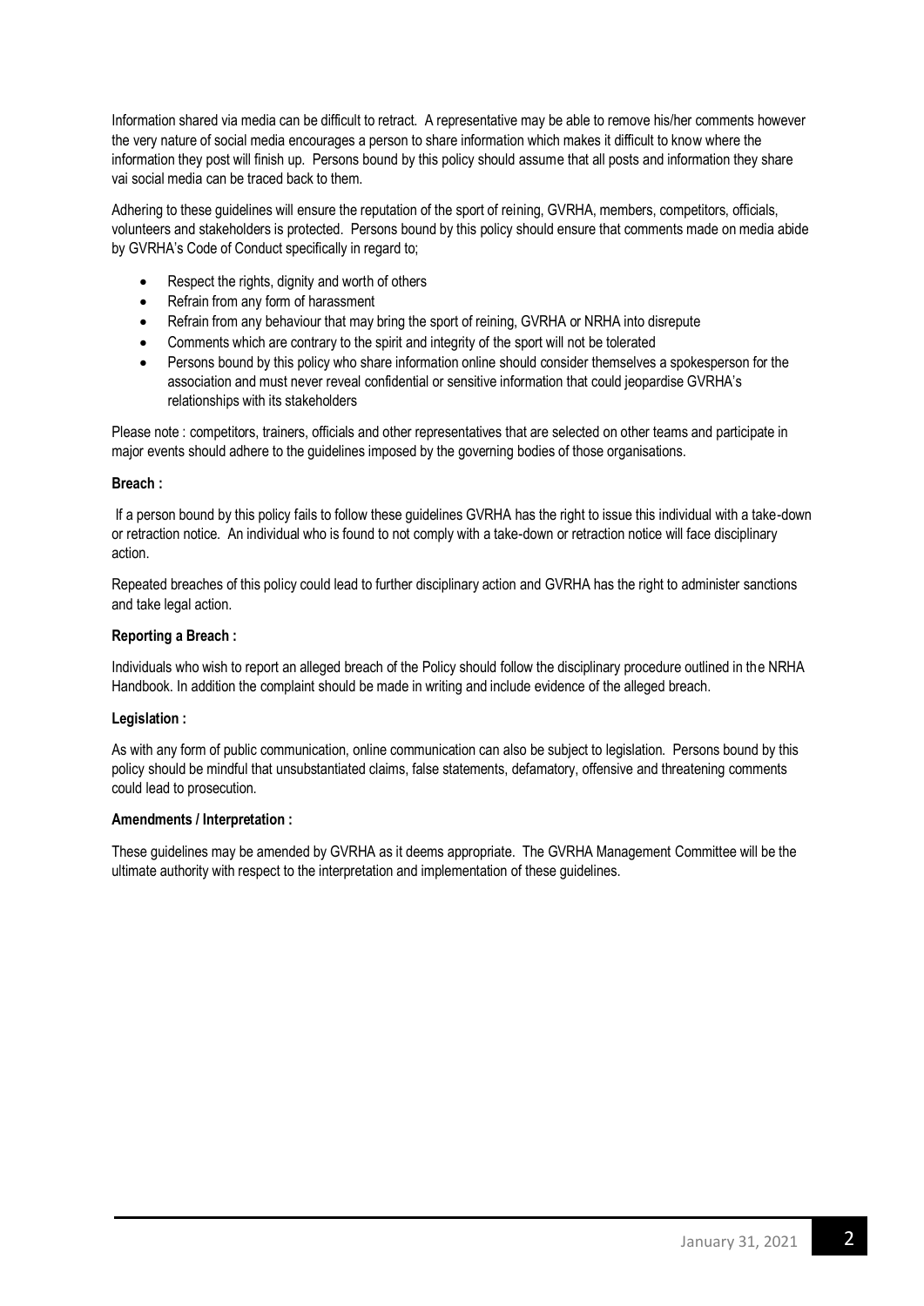Information shared via media can be difficult to retract. A representative may be able to remove his/her comments however the very nature of social media encourages a person to share information which makes it difficult to know where the information they post will finish up. Persons bound by this policy should assume that all posts and information they share vai social media can be traced back to them.

Adhering to these guidelines will ensure the reputation of the sport of reining, GVRHA, members, competitors, officials, volunteers and stakeholders is protected. Persons bound by this policy should ensure that comments made on media abide by GVRHA's Code of Conduct specifically in regard to;

- Respect the rights, dignity and worth of others
- Refrain from any form of harassment
- Refrain from any behaviour that may bring the sport of reining, GVRHA or NRHA into disrepute
- Comments which are contrary to the spirit and integrity of the sport will not be tolerated
- Persons bound by this policy who share information online should consider themselves a spokesperson for the association and must never reveal confidential or sensitive information that could jeopardise GVRHA's relationships with its stakeholders

Please note : competitors, trainers, officials and other representatives that are selected on other teams and participate in major events should adhere to the guidelines imposed by the governing bodies of those organisations.

**Breach :**

If a person bound by this policy fails to follow these guidelines GVRHA has the right to issue this individual with a take-down or retraction notice. An individual who is found to not comply with a take-down or retraction notice will face disciplinary action.

Repeated breaches of this policy could lead to further disciplinary action and GVRHA has the right to administer sanctions and take legal action.

**Reporting a Breach :**

Individuals who wish to report an alleged breach of the Policy should follow the disciplinary procedure outlined in the NRHA Handbook. In addition the complaint should be made in writing and include evidence of the alleged breach.

**Legislation :**

As with any form of public communication, online communication can also be subject to legislation. Persons bound by this policy should be mindful that unsubstantiated claims, false statements, defamatory, offensive and threatening comments could lead to prosecution.

**Amendments / Interpretation :**

These guidelines may be amended by GVRHA as it deems appropriate. The GVRHA Management Committee will be the ultimate authority with respect to the interpretation and implementation of these guidelines.